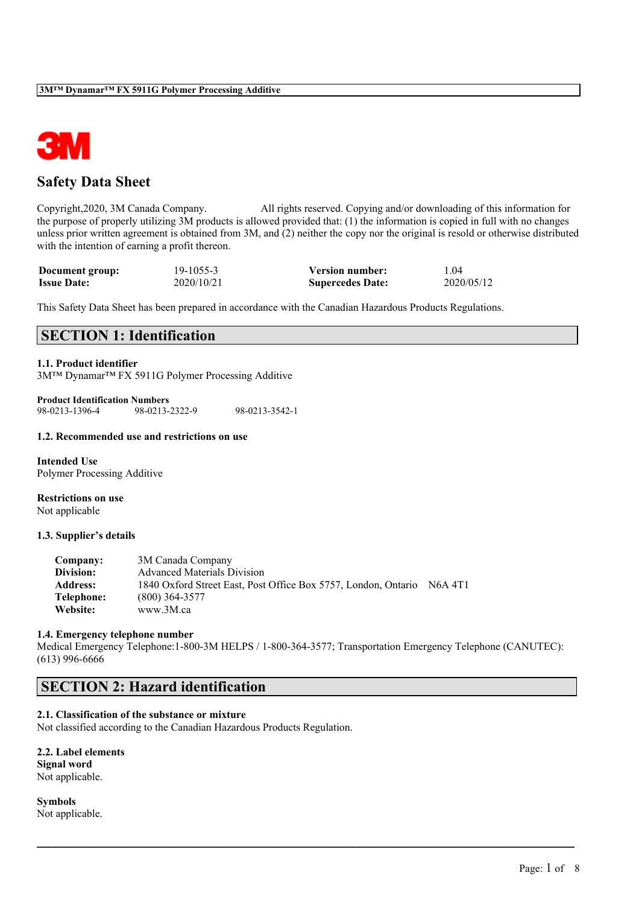# Safety Data Sheet

Copyright,2020, 3M Canada Company. All rights reserved. Copying and/or downloading of this information for the purpose of properly utilizing 3M products is allowed provided that: (1) the information is copied in full with no changes unless prior written agreement is obtained from 3M, and (2) neither the copy nor the original is resold or otherwise distributed with the intention of earning a profit thereon.

| | | | |
|---|---|---|---|
| **Document group:** | 19-1055-3 | **Version number:** | 1.04 |
| **Issue Date:** | 2020/10/21 | **Supercedes Date:** | 2020/05/12 |

This Safety Data Sheet has been prepared in accordance with the Canadian Hazardous Products Regulations.

## SECTION 1: Identification

### 1.1. Product identifier

3M™ Dynamar™ FX 5911G Polymer Processing Additive

**Product Identification Numbers**

98-0213-1396-4 98-0213-2322-9 98-0213-3542-1

### 1.2. Recommended use and restrictions on use

**Intended Use**

Polymer Processing Additive

**Restrictions on use**

Not applicable

### 1.3. Supplier's details

| | |
|---|---|
| **Company:** | 3M Canada Company |
| **Division:** | Advanced Materials Division |
| **Address:** | 1840 Oxford Street East, Post Office Box 5757, London, Ontario N6A 4T1 |
| **Telephone:** | (800) 364-3577 |
| **Website:** | www.3M.ca |

### 1.4. Emergency telephone number

Medical Emergency Telephone:1-800-3M HELPS / 1-800-364-3577; Transportation Emergency Telephone (CANUTEC): (613) 996-6666

## SECTION 2: Hazard identification

### 2.1. Classification of the substance or mixture

Not classified according to the Canadian Hazardous Products Regulation.

### 2.2. Label elements

**Signal word**

Not applicable.

**Symbols**

Not applicable.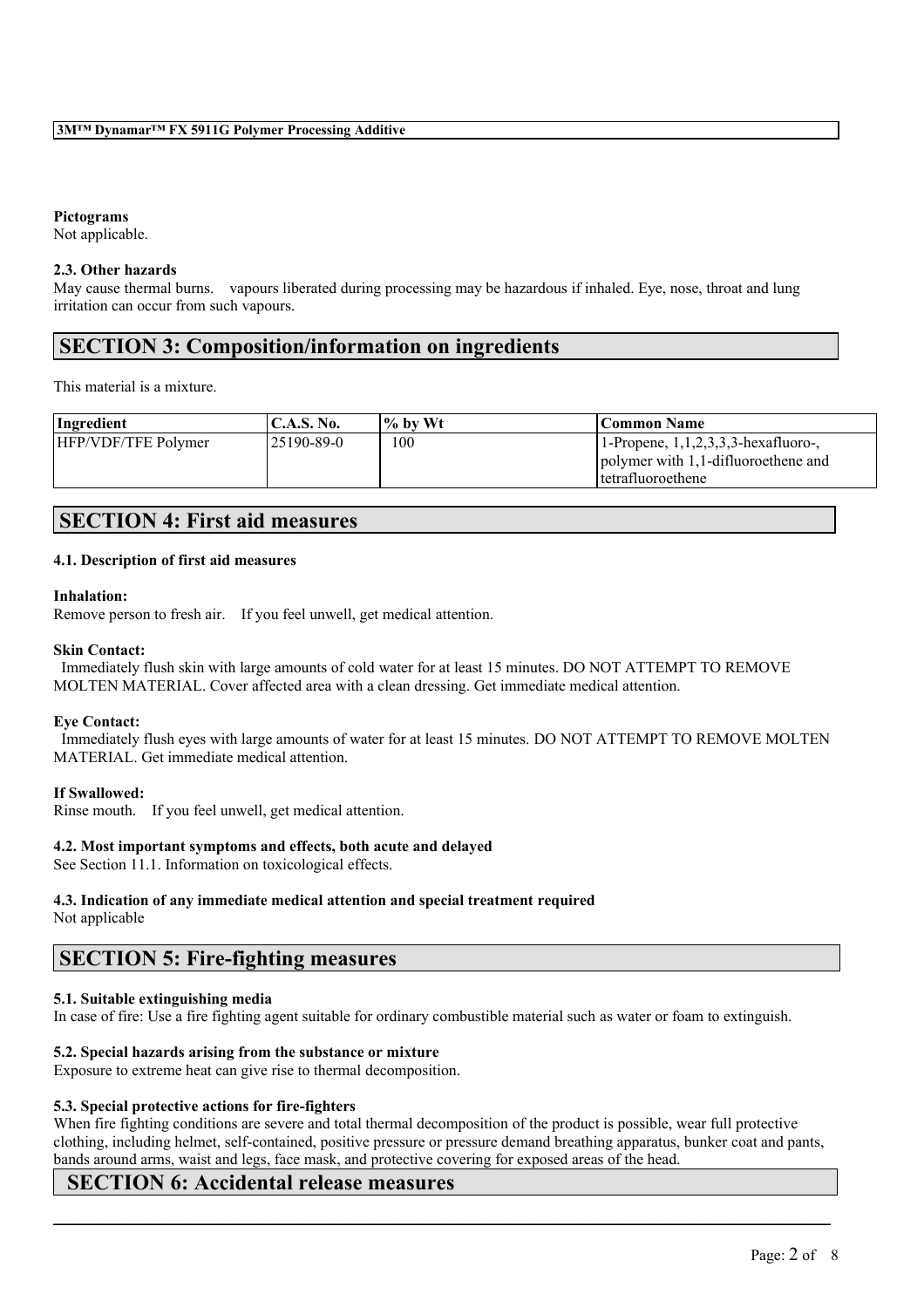**Pictograms**

Not applicable.

**2.3. Other hazards**

May cause thermal burns. vapours liberated during processing may be hazardous if inhaled. Eye, nose, throat and lung irritation can occur from such vapours.

## SECTION 3: Composition/information on ingredients

This material is a mixture.

| Ingredient | C.A.S. No. | % by Wt | Common Name |
|---|---|---|---|
| HFP/VDF/TFE Polymer | 25190-89-0 | 100 | 1-Propene, 1,1,2,3,3,3-hexafluoro-, polymer with 1,1-difluoroethene and tetrafluoroethene |

## SECTION 4: First aid measures

### 4.1. Description of first aid measures

**Inhalation:**

Remove person to fresh air. If you feel unwell, get medical attention.

**Skin Contact:**

Immediately flush skin with large amounts of cold water for at least 15 minutes. DO NOT ATTEMPT TO REMOVE MOLTEN MATERIAL. Cover affected area with a clean dressing. Get immediate medical attention.

**Eye Contact:**

Immediately flush eyes with large amounts of water for at least 15 minutes. DO NOT ATTEMPT TO REMOVE MOLTEN MATERIAL. Get immediate medical attention.

**If Swallowed:**

Rinse mouth. If you feel unwell, get medical attention.

### 4.2. Most important symptoms and effects, both acute and delayed

See Section 11.1. Information on toxicological effects.

### 4.3. Indication of any immediate medical attention and special treatment required

Not applicable

## SECTION 5: Fire-fighting measures

### 5.1. Suitable extinguishing media

In case of fire: Use a fire fighting agent suitable for ordinary combustible material such as water or foam to extinguish.

### 5.2. Special hazards arising from the substance or mixture

Exposure to extreme heat can give rise to thermal decomposition.

### 5.3. Special protective actions for fire-fighters

When fire fighting conditions are severe and total thermal decomposition of the product is possible, wear full protective clothing, including helmet, self-contained, positive pressure or pressure demand breathing apparatus, bunker coat and pants, bands around arms, waist and legs, face mask, and protective covering for exposed areas of the head.

## SECTION 6: Accidental release measures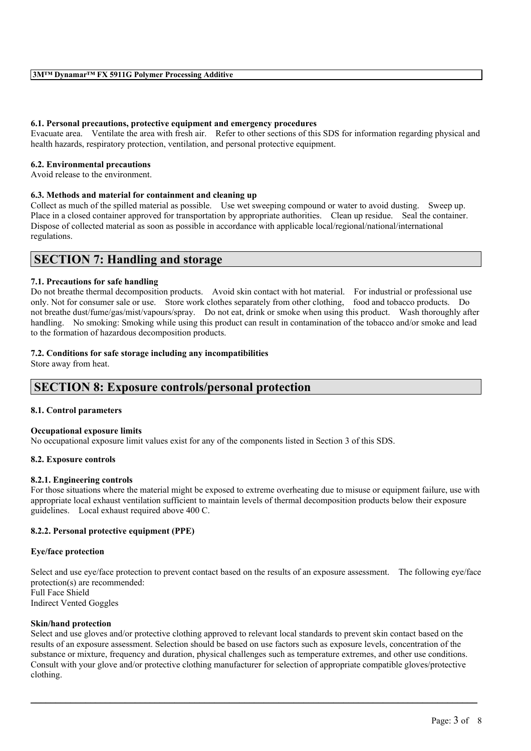#### 6.1. Personal precautions, protective equipment and emergency procedures

Evacuate area. Ventilate the area with fresh air. Refer to other sections of this SDS for information regarding physical and health hazards, respiratory protection, ventilation, and personal protective equipment.

#### 6.2. Environmental precautions

Avoid release to the environment.

#### 6.3. Methods and material for containment and cleaning up

Collect as much of the spilled material as possible. Use wet sweeping compound or water to avoid dusting. Sweep up. Place in a closed container approved for transportation by appropriate authorities. Clean up residue. Seal the container. Dispose of collected material as soon as possible in accordance with applicable local/regional/national/international regulations.

## SECTION 7: Handling and storage

#### 7.1. Precautions for safe handling

Do not breathe thermal decomposition products. Avoid skin contact with hot material. For industrial or professional use only. Not for consumer sale or use. Store work clothes separately from other clothing, food and tobacco products. Do not breathe dust/fume/gas/mist/vapours/spray. Do not eat, drink or smoke when using this product. Wash thoroughly after handling. No smoking: Smoking while using this product can result in contamination of the tobacco and/or smoke and lead to the formation of hazardous decomposition products.

#### 7.2. Conditions for safe storage including any incompatibilities

Store away from heat.

## SECTION 8: Exposure controls/personal protection

#### 8.1. Control parameters

**Occupational exposure limits**

No occupational exposure limit values exist for any of the components listed in Section 3 of this SDS.

#### 8.2. Exposure controls

#### 8.2.1. Engineering controls

For those situations where the material might be exposed to extreme overheating due to misuse or equipment failure, use with appropriate local exhaust ventilation sufficient to maintain levels of thermal decomposition products below their exposure guidelines. Local exhaust required above 400 C.

#### 8.2.2. Personal protective equipment (PPE)

**Eye/face protection**

Select and use eye/face protection to prevent contact based on the results of an exposure assessment. The following eye/face protection(s) are recommended:
Full Face Shield
Indirect Vented Goggles

**Skin/hand protection**

Select and use gloves and/or protective clothing approved to relevant local standards to prevent skin contact based on the results of an exposure assessment. Selection should be based on use factors such as exposure levels, concentration of the substance or mixture, frequency and duration, physical challenges such as temperature extremes, and other use conditions. Consult with your glove and/or protective clothing manufacturer for selection of appropriate compatible gloves/protective clothing.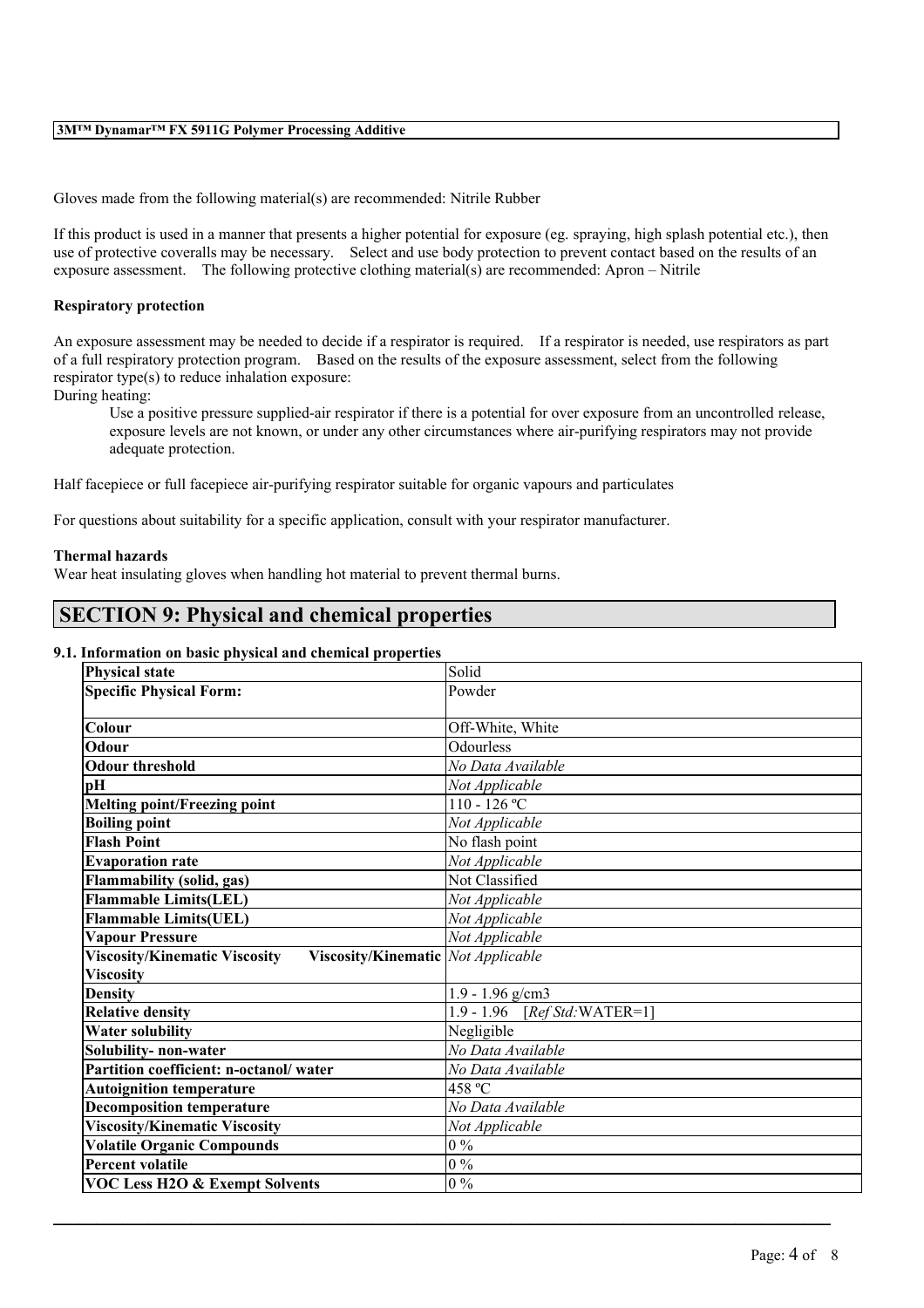Gloves made from the following material(s) are recommended: Nitrile Rubber

If this product is used in a manner that presents a higher potential for exposure (eg. spraying, high splash potential etc.), then use of protective coveralls may be necessary. Select and use body protection to prevent contact based on the results of an exposure assessment. The following protective clothing material(s) are recommended: Apron – Nitrile

**Respiratory protection**

An exposure assessment may be needed to decide if a respirator is required. If a respirator is needed, use respirators as part of a full respiratory protection program. Based on the results of the exposure assessment, select from the following respirator type(s) to reduce inhalation exposure:

During heating:

> Use a positive pressure supplied-air respirator if there is a potential for over exposure from an uncontrolled release, exposure levels are not known, or under any other circumstances where air-purifying respirators may not provide adequate protection.

Half facepiece or full facepiece air-purifying respirator suitable for organic vapours and particulates

For questions about suitability for a specific application, consult with your respirator manufacturer.

**Thermal hazards**

Wear heat insulating gloves when handling hot material to prevent thermal burns.

## SECTION 9: Physical and chemical properties

**9.1. Information on basic physical and chemical properties**

| Property | Value |
|---|---|
| **Physical state** | Solid |
| **Specific Physical Form:** | Powder |
| **Colour** | Off-White, White |
| **Odour** | Odourless |
| **Odour threshold** | *No Data Available* |
| **pH** | *Not Applicable* |
| **Melting point/Freezing point** | 110 - 126 ºC |
| **Boiling point** | *Not Applicable* |
| **Flash Point** | No flash point |
| **Evaporation rate** | *Not Applicable* |
| **Flammability (solid, gas)** | Not Classified |
| **Flammable Limits(LEL)** | *Not Applicable* |
| **Flammable Limits(UEL)** | *Not Applicable* |
| **Vapour Pressure** | *Not Applicable* |
| **Viscosity/Kinematic Viscosity Viscosity/Kinematic Viscosity** | *Not Applicable* |
| **Density** | 1.9 - 1.96 g/cm3 |
| **Relative density** | 1.9 - 1.96 [*Ref Std:*WATER=1] |
| **Water solubility** | Negligible |
| **Solubility- non-water** | *No Data Available* |
| **Partition coefficient: n-octanol/ water** | *No Data Available* |
| **Autoignition temperature** | 458 ºC |
| **Decomposition temperature** | *No Data Available* |
| **Viscosity/Kinematic Viscosity** | *Not Applicable* |
| **Volatile Organic Compounds** | 0 % |
| **Percent volatile** | 0 % |
| **VOC Less H2O & Exempt Solvents** | 0 % |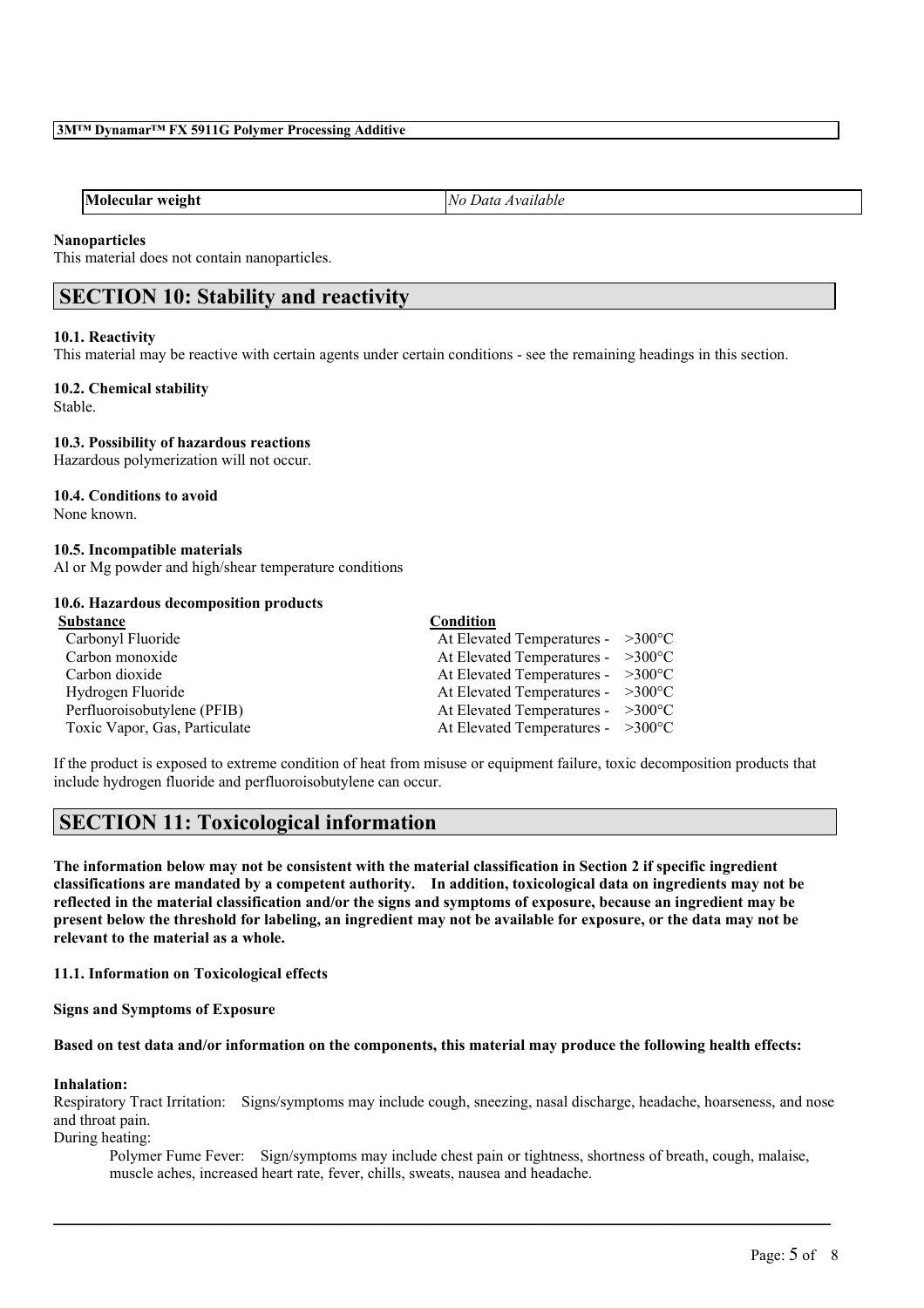| Molecular weight | *No Data Available* |
|---|---|

**Nanoparticles**
This material does not contain nanoparticles.

## SECTION 10: Stability and reactivity

**10.1. Reactivity**
This material may be reactive with certain agents under certain conditions - see the remaining headings in this section.

**10.2. Chemical stability**
Stable.

**10.3. Possibility of hazardous reactions**
Hazardous polymerization will not occur.

**10.4. Conditions to avoid**
None known.

**10.5. Incompatible materials**
Al or Mg powder and high/shear temperature conditions

**10.6. Hazardous decomposition products**

| Substance | Condition |
|---|---|
| Carbonyl Fluoride | At Elevated Temperatures - >300°C |
| Carbon monoxide | At Elevated Temperatures - >300°C |
| Carbon dioxide | At Elevated Temperatures - >300°C |
| Hydrogen Fluoride | At Elevated Temperatures - >300°C |
| Perfluoroisobutylene (PFIB) | At Elevated Temperatures - >300°C |
| Toxic Vapor, Gas, Particulate | At Elevated Temperatures - >300°C |

If the product is exposed to extreme condition of heat from misuse or equipment failure, toxic decomposition products that include hydrogen fluoride and perfluoroisobutylene can occur.

## SECTION 11: Toxicological information

**The information below may not be consistent with the material classification in Section 2 if specific ingredient classifications are mandated by a competent authority. In addition, toxicological data on ingredients may not be reflected in the material classification and/or the signs and symptoms of exposure, because an ingredient may be present below the threshold for labeling, an ingredient may not be available for exposure, or the data may not be relevant to the material as a whole.**

**11.1. Information on Toxicological effects**

**Signs and Symptoms of Exposure**

**Based on test data and/or information on the components, this material may produce the following health effects:**

**Inhalation:**
Respiratory Tract Irritation: Signs/symptoms may include cough, sneezing, nasal discharge, headache, hoarseness, and nose and throat pain.
During heating:

Polymer Fume Fever: Sign/symptoms may include chest pain or tightness, shortness of breath, cough, malaise, muscle aches, increased heart rate, fever, chills, sweats, nausea and headache.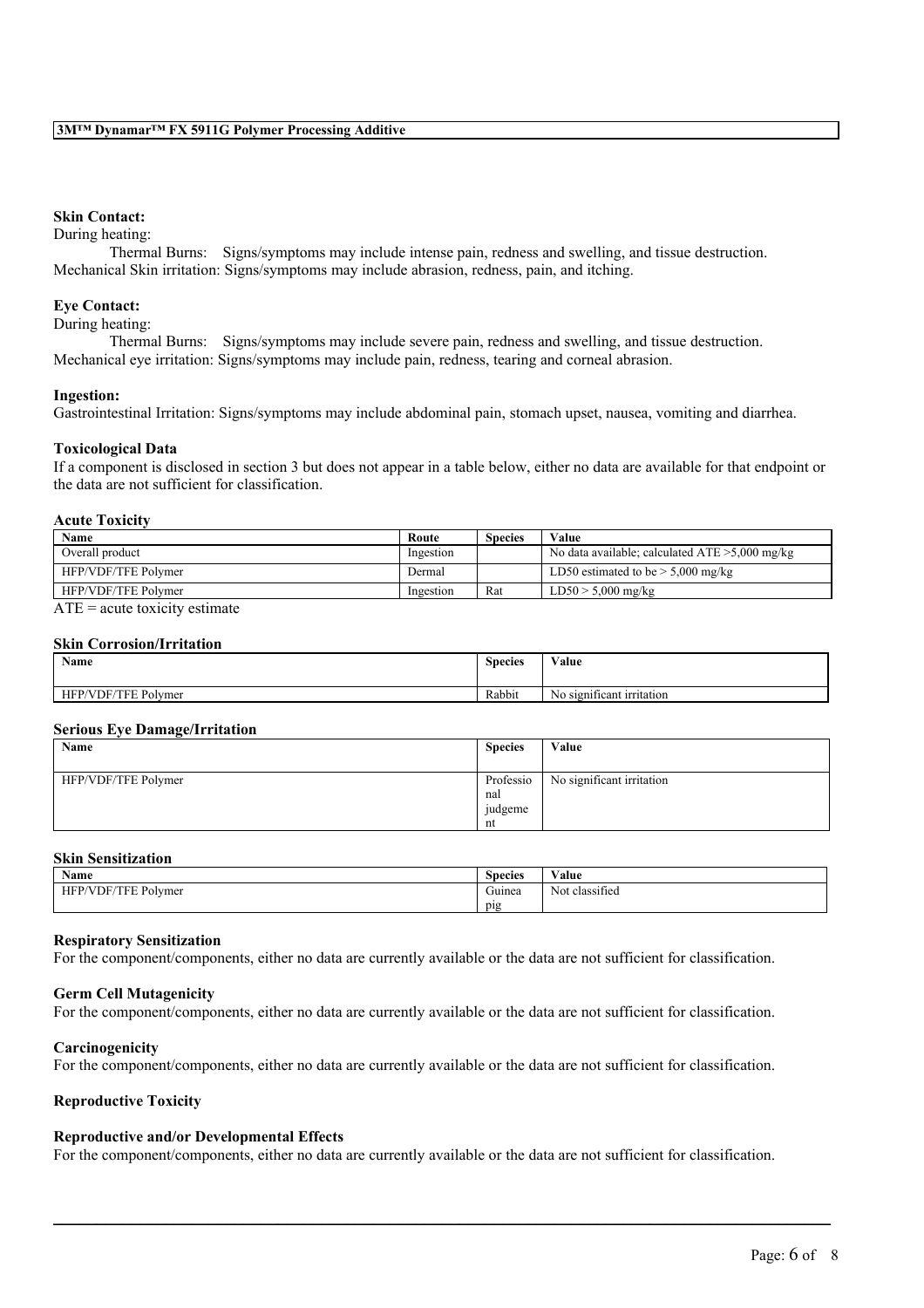**Skin Contact:**

During heating:

Thermal Burns: Signs/symptoms may include intense pain, redness and swelling, and tissue destruction.

Mechanical Skin irritation: Signs/symptoms may include abrasion, redness, pain, and itching.

**Eye Contact:**

During heating:

Thermal Burns: Signs/symptoms may include severe pain, redness and swelling, and tissue destruction.

Mechanical eye irritation: Signs/symptoms may include pain, redness, tearing and corneal abrasion.

**Ingestion:**

Gastrointestinal Irritation: Signs/symptoms may include abdominal pain, stomach upset, nausea, vomiting and diarrhea.

**Toxicological Data**

If a component is disclosed in section 3 but does not appear in a table below, either no data are available for that endpoint or the data are not sufficient for classification.

**Acute Toxicity**

| Name | Route | Species | Value |
|---|---|---|---|
| Overall product | Ingestion | | No data available; calculated ATE >5,000 mg/kg |
| HFP/VDF/TFE Polymer | Dermal | | LD50 estimated to be > 5,000 mg/kg |
| HFP/VDF/TFE Polymer | Ingestion | Rat | LD50 > 5,000 mg/kg |

ATE = acute toxicity estimate

**Skin Corrosion/Irritation**

| Name | Species | Value |
|---|---|---|
| HFP/VDF/TFE Polymer | Rabbit | No significant irritation |

**Serious Eye Damage/Irritation**

| Name | Species | Value |
|---|---|---|
| HFP/VDF/TFE Polymer | Professional judgement | No significant irritation |

**Skin Sensitization**

| Name | Species | Value |
|---|---|---|
| HFP/VDF/TFE Polymer | Guinea pig | Not classified |

**Respiratory Sensitization**

For the component/components, either no data are currently available or the data are not sufficient for classification.

**Germ Cell Mutagenicity**

For the component/components, either no data are currently available or the data are not sufficient for classification.

**Carcinogenicity**

For the component/components, either no data are currently available or the data are not sufficient for classification.

**Reproductive Toxicity**

**Reproductive and/or Developmental Effects**

For the component/components, either no data are currently available or the data are not sufficient for classification.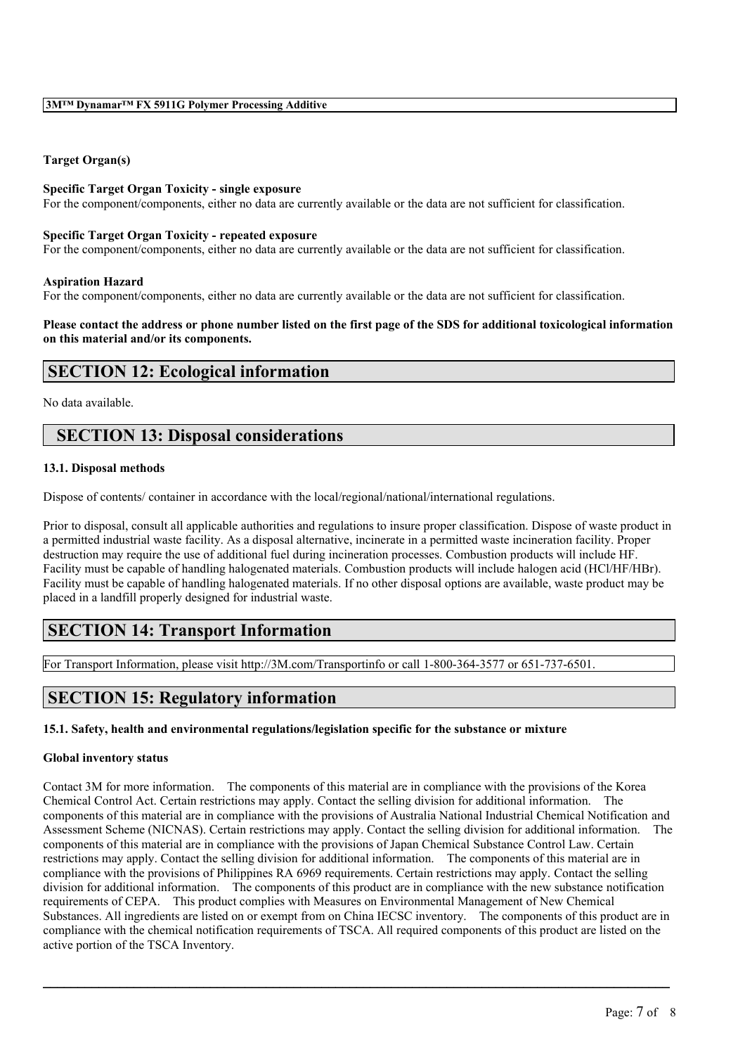**Target Organ(s)**

**Specific Target Organ Toxicity - single exposure**
For the component/components, either no data are currently available or the data are not sufficient for classification.

**Specific Target Organ Toxicity - repeated exposure**
For the component/components, either no data are currently available or the data are not sufficient for classification.

**Aspiration Hazard**
For the component/components, either no data are currently available or the data are not sufficient for classification.

**Please contact the address or phone number listed on the first page of the SDS for additional toxicological information on this material and/or its components.**

## SECTION 12: Ecological information

No data available.

## SECTION 13: Disposal considerations

### 13.1. Disposal methods

Dispose of contents/ container in accordance with the local/regional/national/international regulations.

Prior to disposal, consult all applicable authorities and regulations to insure proper classification. Dispose of waste product in a permitted industrial waste facility. As a disposal alternative, incinerate in a permitted waste incineration facility. Proper destruction may require the use of additional fuel during incineration processes. Combustion products will include HF. Facility must be capable of handling halogenated materials. Combustion products will include halogen acid (HCl/HF/HBr). Facility must be capable of handling halogenated materials. If no other disposal options are available, waste product may be placed in a landfill properly designed for industrial waste.

## SECTION 14: Transport Information

For Transport Information, please visit http://3M.com/Transportinfo or call 1-800-364-3577 or 651-737-6501.

## SECTION 15: Regulatory information

### 15.1. Safety, health and environmental regulations/legislation specific for the substance or mixture

**Global inventory status**

Contact 3M for more information. The components of this material are in compliance with the provisions of the Korea Chemical Control Act. Certain restrictions may apply. Contact the selling division for additional information. The components of this material are in compliance with the provisions of Australia National Industrial Chemical Notification and Assessment Scheme (NICNAS). Certain restrictions may apply. Contact the selling division for additional information. The components of this material are in compliance with the provisions of Japan Chemical Substance Control Law. Certain restrictions may apply. Contact the selling division for additional information. The components of this material are in compliance with the provisions of Philippines RA 6969 requirements. Certain restrictions may apply. Contact the selling division for additional information. The components of this product are in compliance with the new substance notification requirements of CEPA. This product complies with Measures on Environmental Management of New Chemical Substances. All ingredients are listed on or exempt from on China IECSC inventory. The components of this product are in compliance with the chemical notification requirements of TSCA. All required components of this product are listed on the active portion of the TSCA Inventory.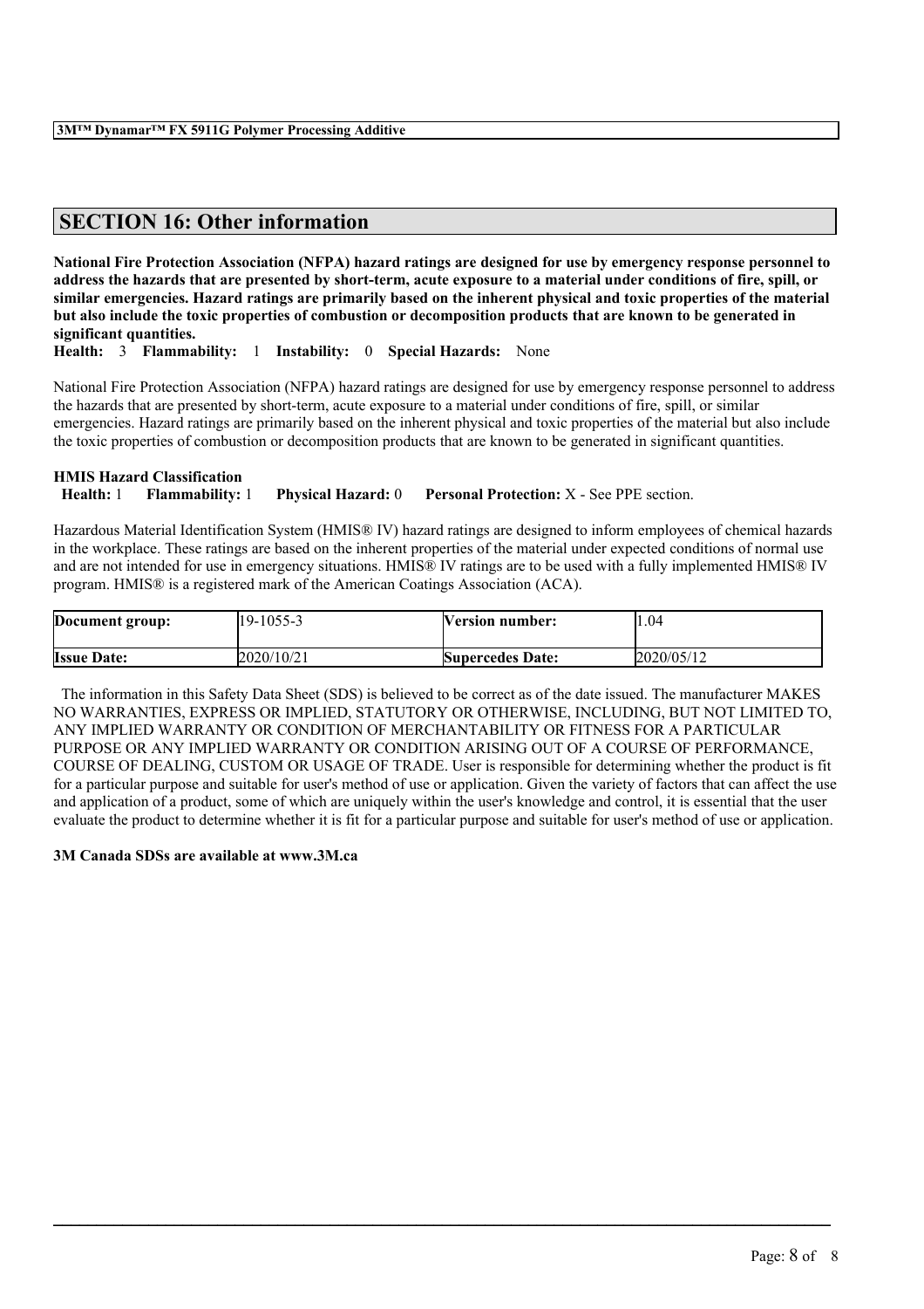## SECTION 16: Other information

**National Fire Protection Association (NFPA) hazard ratings are designed for use by emergency response personnel to address the hazards that are presented by short-term, acute exposure to a material under conditions of fire, spill, or similar emergencies. Hazard ratings are primarily based on the inherent physical and toxic properties of the material but also include the toxic properties of combustion or decomposition products that are known to be generated in significant quantities.**

**Health:** 3 **Flammability:** 1 **Instability:** 0 **Special Hazards:** None

National Fire Protection Association (NFPA) hazard ratings are designed for use by emergency response personnel to address the hazards that are presented by short-term, acute exposure to a material under conditions of fire, spill, or similar emergencies. Hazard ratings are primarily based on the inherent physical and toxic properties of the material but also include the toxic properties of combustion or decomposition products that are known to be generated in significant quantities.

**HMIS Hazard Classification**

**Health:** 1 **Flammability:** 1 **Physical Hazard:** 0 **Personal Protection:** X - See PPE section.

Hazardous Material Identification System (HMIS® IV) hazard ratings are designed to inform employees of chemical hazards in the workplace. These ratings are based on the inherent properties of the material under expected conditions of normal use and are not intended for use in emergency situations. HMIS® IV ratings are to be used with a fully implemented HMIS® IV program. HMIS® is a registered mark of the American Coatings Association (ACA).

| | | | |
|---|---|---|---|
| **Document group:** | 19-1055-3 | **Version number:** | 1.04 |
| **Issue Date:** | 2020/10/21 | **Supercedes Date:** | 2020/05/12 |

The information in this Safety Data Sheet (SDS) is believed to be correct as of the date issued. The manufacturer MAKES NO WARRANTIES, EXPRESS OR IMPLIED, STATUTORY OR OTHERWISE, INCLUDING, BUT NOT LIMITED TO, ANY IMPLIED WARRANTY OR CONDITION OF MERCHANTABILITY OR FITNESS FOR A PARTICULAR PURPOSE OR ANY IMPLIED WARRANTY OR CONDITION ARISING OUT OF A COURSE OF PERFORMANCE, COURSE OF DEALING, CUSTOM OR USAGE OF TRADE. User is responsible for determining whether the product is fit for a particular purpose and suitable for user's method of use or application. Given the variety of factors that can affect the use and application of a product, some of which are uniquely within the user's knowledge and control, it is essential that the user evaluate the product to determine whether it is fit for a particular purpose and suitable for user's method of use or application.

**3M Canada SDSs are available at www.3M.ca**